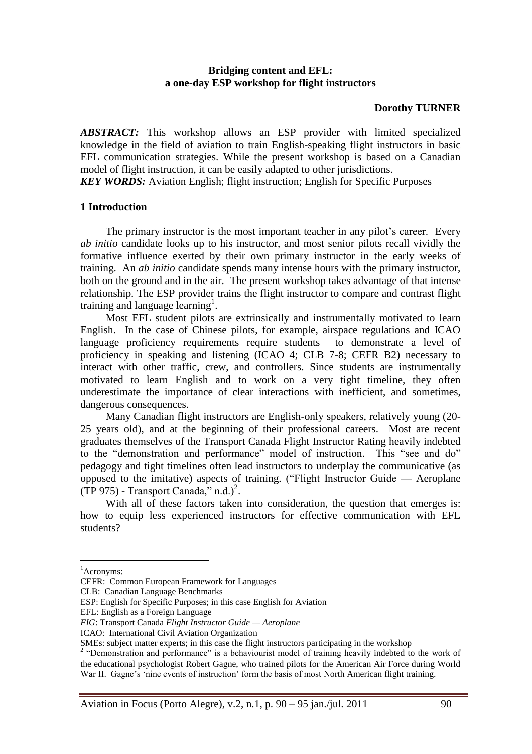**Bridging content and EFL:**
**a one-day ESP workshop for flight instructors**

**Dorothy TURNER**

***ABSTRACT:*** This workshop allows an ESP provider with limited specialized knowledge in the field of aviation to train English-speaking flight instructors in basic EFL communication strategies. While the present workshop is based on a Canadian model of flight instruction, it can be easily adapted to other jurisdictions.

***KEY WORDS:*** Aviation English; flight instruction; English for Specific Purposes

## 1 Introduction

The primary instructor is the most important teacher in any pilot's career. Every *ab initio* candidate looks up to his instructor, and most senior pilots recall vividly the formative influence exerted by their own primary instructor in the early weeks of training. An *ab initio* candidate spends many intense hours with the primary instructor, both on the ground and in the air. The present workshop takes advantage of that intense relationship. The ESP provider trains the flight instructor to compare and contrast flight training and language learning[1].

Most EFL student pilots are extrinsically and instrumentally motivated to learn English. In the case of Chinese pilots, for example, airspace regulations and ICAO language proficiency requirements require students to demonstrate a level of proficiency in speaking and listening (ICAO 4; CLB 7-8; CEFR B2) necessary to interact with other traffic, crew, and controllers. Since students are instrumentally motivated to learn English and to work on a very tight timeline, they often underestimate the importance of clear interactions with inefficient, and sometimes, dangerous consequences.

Many Canadian flight instructors are English-only speakers, relatively young (20-25 years old), and at the beginning of their professional careers. Most are recent graduates themselves of the Transport Canada Flight Instructor Rating heavily indebted to the "demonstration and performance" model of instruction. This "see and do" pedagogy and tight timelines often lead instructors to underplay the communicative (as opposed to the imitative) aspects of training. ("Flight Instructor Guide — Aeroplane (TP 975) - Transport Canada," n.d.)[2].

With all of these factors taken into consideration, the question that emerges is: how to equip less experienced instructors for effective communication with EFL students?

---

[1] Acronyms:

CEFR: Common European Framework for Languages

CLB: Canadian Language Benchmarks

ESP: English for Specific Purposes; in this case English for Aviation

EFL: English as a Foreign Language

*FIG*: Transport Canada *Flight Instructor Guide — Aeroplane*

ICAO: International Civil Aviation Organization

SMEs: subject matter experts; in this case the flight instructors participating in the workshop

[2] "Demonstration and performance" is a behaviourist model of training heavily indebted to the work of the educational psychologist Robert Gagne, who trained pilots for the American Air Force during World War II. Gagne's 'nine events of instruction' form the basis of most North American flight training.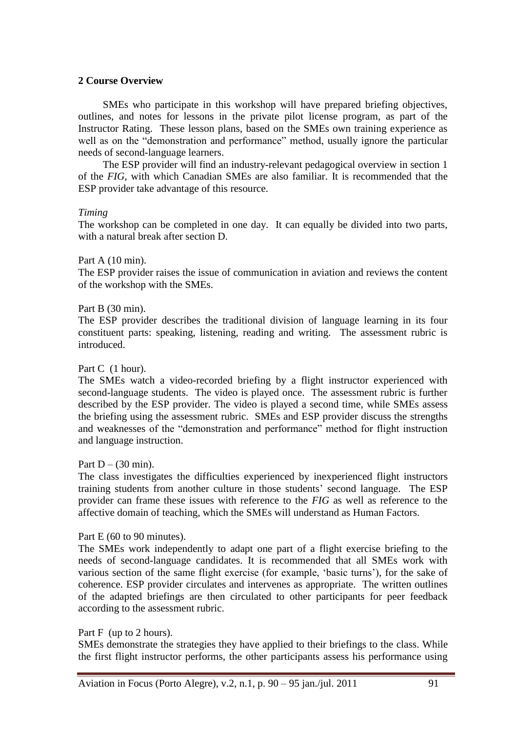## 2 Course Overview

SMEs who participate in this workshop will have prepared briefing objectives, outlines, and notes for lessons in the private pilot license program, as part of the Instructor Rating. These lesson plans, based on the SMEs own training experience as well as on the "demonstration and performance" method, usually ignore the particular needs of second-language learners.

The ESP provider will find an industry-relevant pedagogical overview in section 1 of the *FIG*, with which Canadian SMEs are also familiar. It is recommended that the ESP provider take advantage of this resource.

*Timing*

The workshop can be completed in one day. It can equally be divided into two parts, with a natural break after section D.

Part A (10 min).

The ESP provider raises the issue of communication in aviation and reviews the content of the workshop with the SMEs.

Part B (30 min).

The ESP provider describes the traditional division of language learning in its four constituent parts: speaking, listening, reading and writing. The assessment rubric is introduced.

Part C (1 hour).

The SMEs watch a video-recorded briefing by a flight instructor experienced with second-language students. The video is played once. The assessment rubric is further described by the ESP provider. The video is played a second time, while SMEs assess the briefing using the assessment rubric. SMEs and ESP provider discuss the strengths and weaknesses of the "demonstration and performance" method for flight instruction and language instruction.

Part D – (30 min).

The class investigates the difficulties experienced by inexperienced flight instructors training students from another culture in those students' second language. The ESP provider can frame these issues with reference to the *FIG* as well as reference to the affective domain of teaching, which the SMEs will understand as Human Factors.

Part E (60 to 90 minutes).

The SMEs work independently to adapt one part of a flight exercise briefing to the needs of second-language candidates. It is recommended that all SMEs work with various section of the same flight exercise (for example, 'basic turns'), for the sake of coherence. ESP provider circulates and intervenes as appropriate. The written outlines of the adapted briefings are then circulated to other participants for peer feedback according to the assessment rubric.

Part F (up to 2 hours).

SMEs demonstrate the strategies they have applied to their briefings to the class. While the first flight instructor performs, the other participants assess his performance using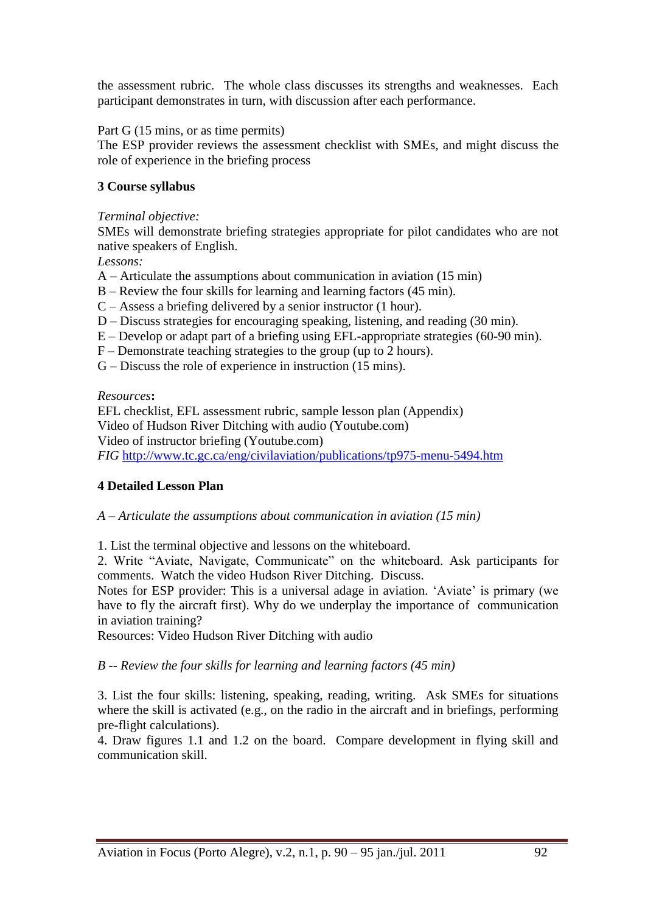the assessment rubric. The whole class discusses its strengths and weaknesses. Each participant demonstrates in turn, with discussion after each performance.

Part G (15 mins, or as time permits)
The ESP provider reviews the assessment checklist with SMEs, and might discuss the role of experience in the briefing process

## 3 Course syllabus

*Terminal objective:*
SMEs will demonstrate briefing strategies appropriate for pilot candidates who are not native speakers of English.
*Lessons:*
A – Articulate the assumptions about communication in aviation (15 min)
B – Review the four skills for learning and learning factors (45 min).
C – Assess a briefing delivered by a senior instructor (1 hour).
D – Discuss strategies for encouraging speaking, listening, and reading (30 min).
E – Develop or adapt part of a briefing using EFL-appropriate strategies (60-90 min).
F – Demonstrate teaching strategies to the group (up to 2 hours).
G – Discuss the role of experience in instruction (15 mins).

*Resources*:
EFL checklist, EFL assessment rubric, sample lesson plan (Appendix)
Video of Hudson River Ditching with audio (Youtube.com)
Video of instructor briefing (Youtube.com)
*FIG* [http://www.tc.gc.ca/eng/civilaviation/publications/tp975-menu-5494.htm](http://www.tc.gc.ca/eng/civilaviation/publications/tp975-menu-5494.htm)

## 4 Detailed Lesson Plan

*A – Articulate the assumptions about communication in aviation (15 min)*

1. List the terminal objective and lessons on the whiteboard.
2. Write "Aviate, Navigate, Communicate" on the whiteboard. Ask participants for comments. Watch the video Hudson River Ditching. Discuss.

Notes for ESP provider: This is a universal adage in aviation. 'Aviate' is primary (we have to fly the aircraft first). Why do we underplay the importance of communication in aviation training?
Resources: Video Hudson River Ditching with audio

*B -- Review the four skills for learning and learning factors (45 min)*

3. List the four skills: listening, speaking, reading, writing. Ask SMEs for situations where the skill is activated (e.g., on the radio in the aircraft and in briefings, performing pre-flight calculations).
4. Draw figures 1.1 and 1.2 on the board. Compare development in flying skill and communication skill.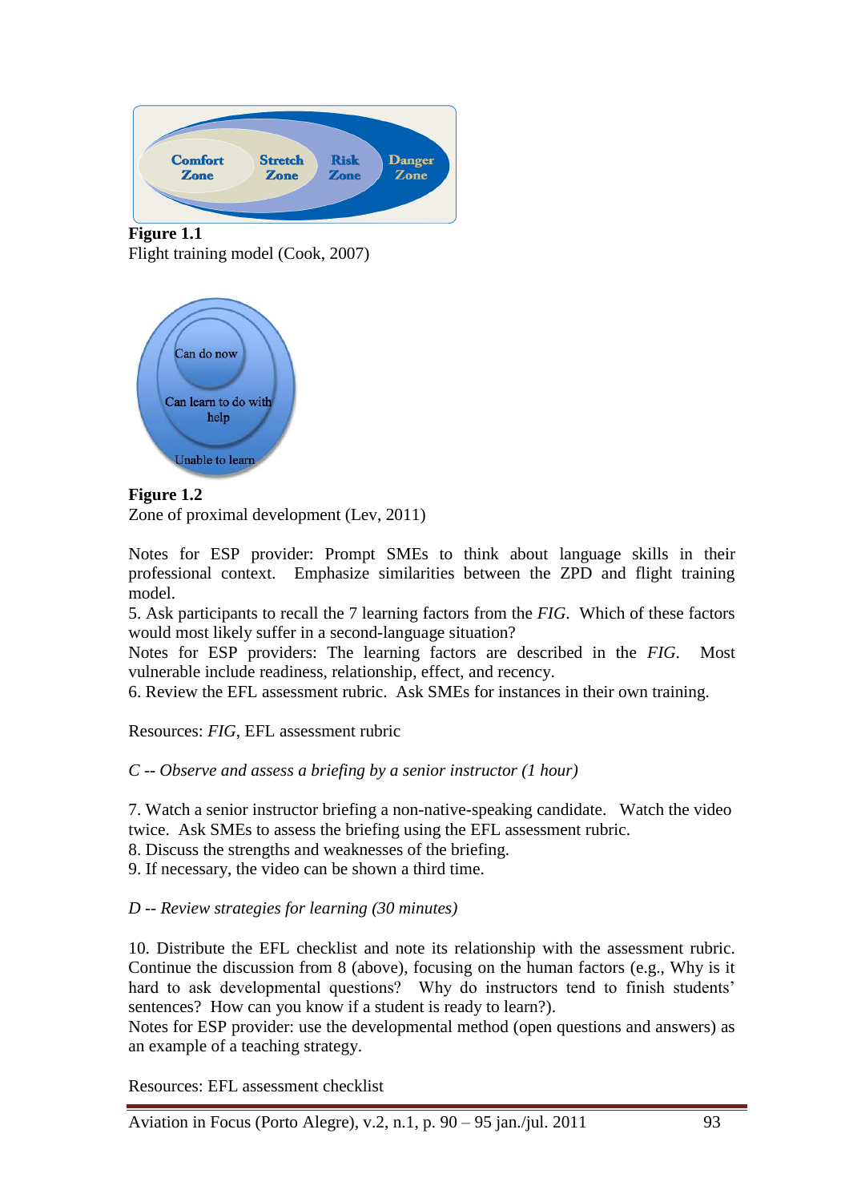**Figure 1.1**
Flight training model (Cook, 2007)

**Figure 1.2**
Zone of proximal development (Lev, 2011)

Notes for ESP provider: Prompt SMEs to think about language skills in their professional context. Emphasize similarities between the ZPD and flight training model.

5. Ask participants to recall the 7 learning factors from the *FIG*. Which of these factors would most likely suffer in a second-language situation?

Notes for ESP providers: The learning factors are described in the *FIG*. Most vulnerable include readiness, relationship, effect, and recency.

6. Review the EFL assessment rubric. Ask SMEs for instances in their own training.

Resources: *FIG*, EFL assessment rubric

*C -- Observe and assess a briefing by a senior instructor (1 hour)*

7. Watch a senior instructor briefing a non-native-speaking candidate. Watch the video twice. Ask SMEs to assess the briefing using the EFL assessment rubric.
8. Discuss the strengths and weaknesses of the briefing.
9. If necessary, the video can be shown a third time.

*D -- Review strategies for learning (30 minutes)*

10. Distribute the EFL checklist and note its relationship with the assessment rubric. Continue the discussion from 8 (above), focusing on the human factors (e.g., Why is it hard to ask developmental questions? Why do instructors tend to finish students' sentences? How can you know if a student is ready to learn?).

Notes for ESP provider: use the developmental method (open questions and answers) as an example of a teaching strategy.

Resources: EFL assessment checklist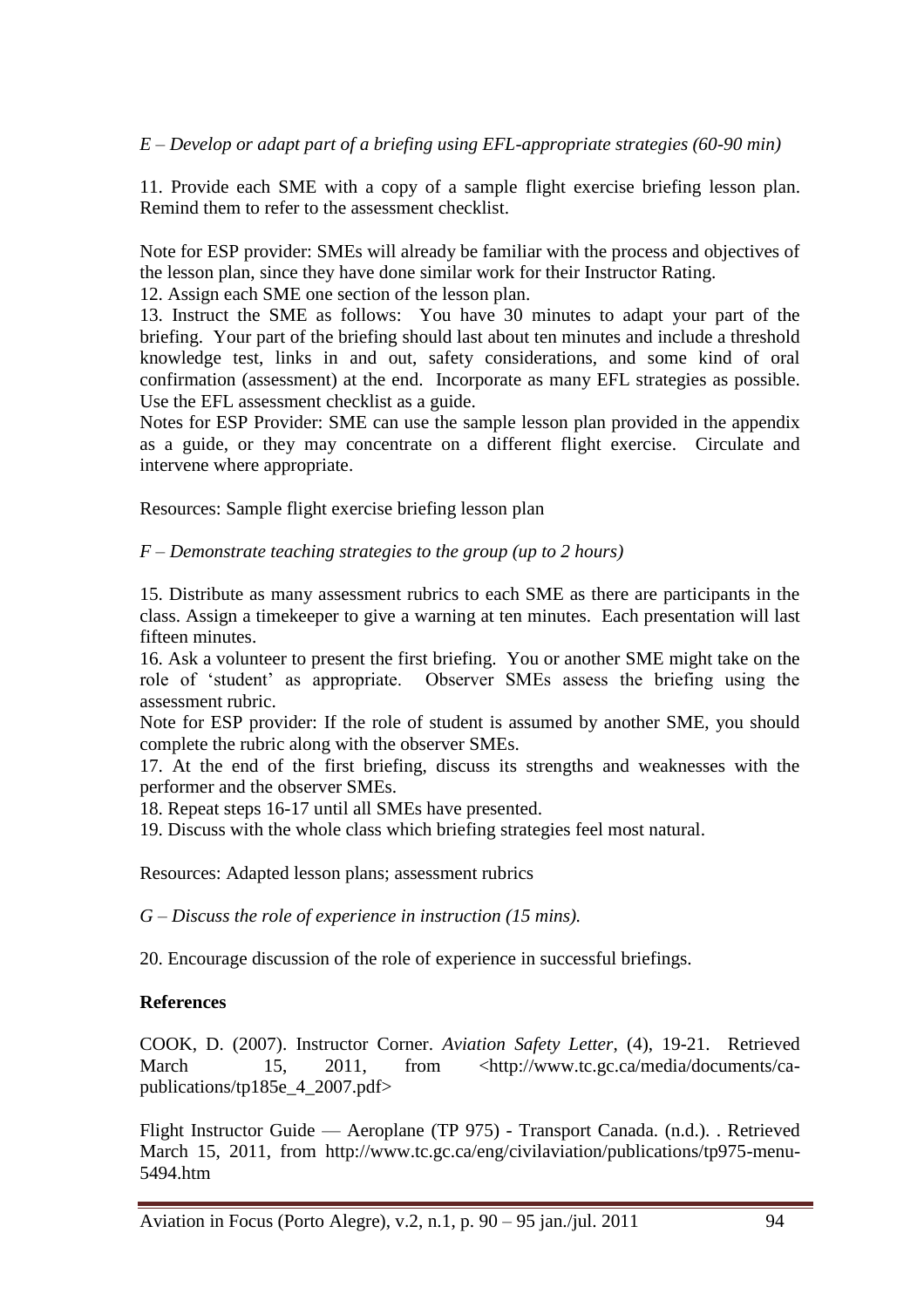*E – Develop or adapt part of a briefing using EFL-appropriate strategies (60-90 min)*

11. Provide each SME with a copy of a sample flight exercise briefing lesson plan. Remind them to refer to the assessment checklist.

Note for ESP provider: SMEs will already be familiar with the process and objectives of the lesson plan, since they have done similar work for their Instructor Rating.

12. Assign each SME one section of the lesson plan.

13. Instruct the SME as follows: You have 30 minutes to adapt your part of the briefing. Your part of the briefing should last about ten minutes and include a threshold knowledge test, links in and out, safety considerations, and some kind of oral confirmation (assessment) at the end. Incorporate as many EFL strategies as possible. Use the EFL assessment checklist as a guide.

Notes for ESP Provider: SME can use the sample lesson plan provided in the appendix as a guide, or they may concentrate on a different flight exercise. Circulate and intervene where appropriate.

Resources: Sample flight exercise briefing lesson plan

*F – Demonstrate teaching strategies to the group (up to 2 hours)*

15. Distribute as many assessment rubrics to each SME as there are participants in the class. Assign a timekeeper to give a warning at ten minutes. Each presentation will last fifteen minutes.

16. Ask a volunteer to present the first briefing. You or another SME might take on the role of 'student' as appropriate. Observer SMEs assess the briefing using the assessment rubric.

Note for ESP provider: If the role of student is assumed by another SME, you should complete the rubric along with the observer SMEs.

17. At the end of the first briefing, discuss its strengths and weaknesses with the performer and the observer SMEs.

18. Repeat steps 16-17 until all SMEs have presented.

19. Discuss with the whole class which briefing strategies feel most natural.

Resources: Adapted lesson plans; assessment rubrics

*G – Discuss the role of experience in instruction (15 mins).*

20. Encourage discussion of the role of experience in successful briefings.

**References**

COOK, D. (2007). Instructor Corner. *Aviation Safety Letter*, (4), 19-21. Retrieved March 15, 2011, from <http://www.tc.gc.ca/media/documents/ca-publications/tp185e_4_2007.pdf>

Flight Instructor Guide — Aeroplane (TP 975) - Transport Canada. (n.d.). . Retrieved March 15, 2011, from http://www.tc.gc.ca/eng/civilaviation/publications/tp975-menu-5494.htm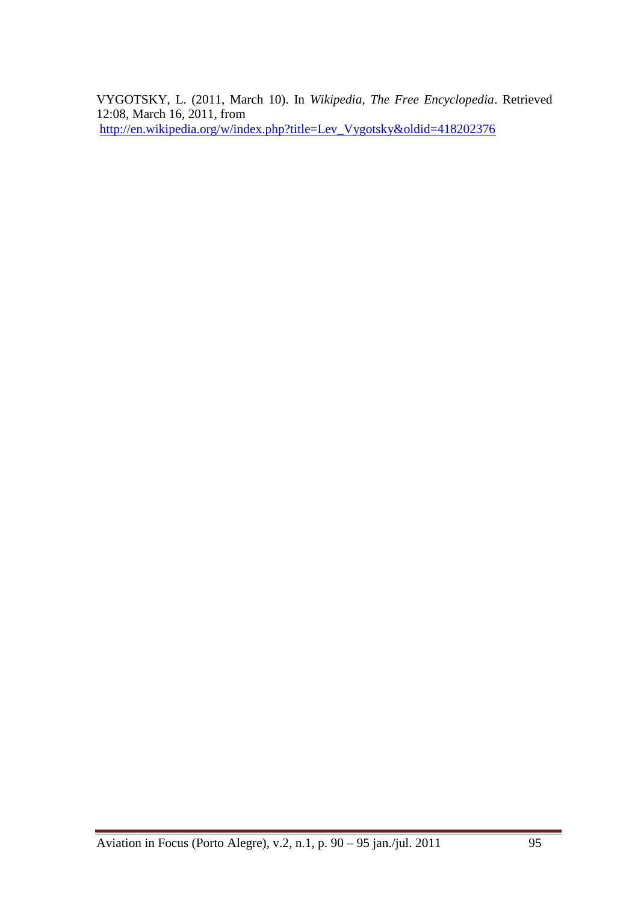VYGOTSKY, L. (2011, March 10). In *Wikipedia, The Free Encyclopedia*. Retrieved 12:08, March 16, 2011, from http://en.wikipedia.org/w/index.php?title=Lev_Vygotsky&oldid=418202376